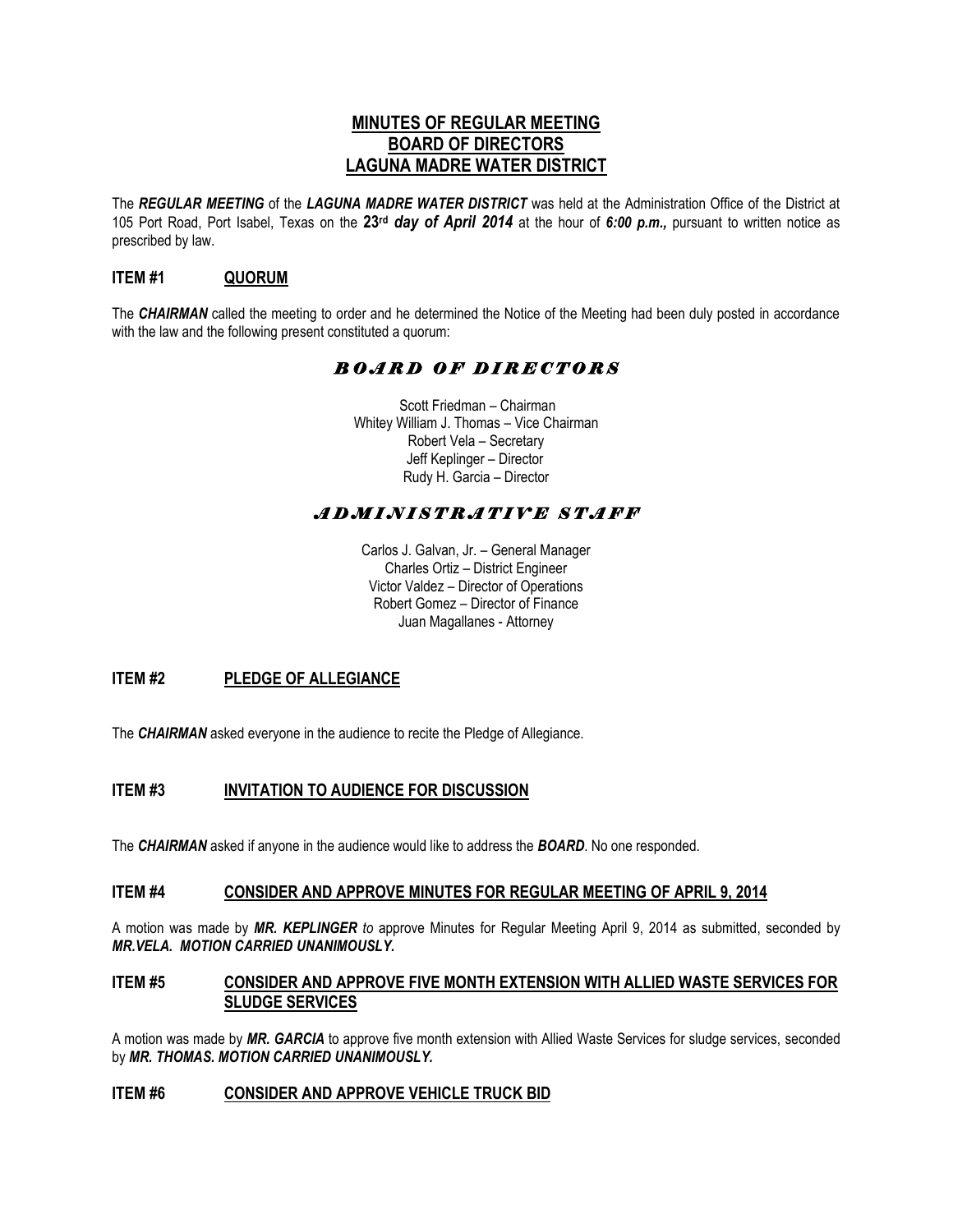# MINUTES OF REGULAR MEETING
# BOARD OF DIRECTORS
# LAGUNA MADRE WATER DISTRICT

The ***REGULAR MEETING*** of the ***LAGUNA MADRE WATER DISTRICT*** was held at the Administration Office of the District at 105 Port Road, Port Isabel, Texas on the **23rd *day of April 2014*** at the hour of ***6:00 p.m.,*** pursuant to written notice as prescribed by law.

## ITEM #1 QUORUM

The ***CHAIRMAN*** called the meeting to order and he determined the Notice of the Meeting had been duly posted in accordance with the law and the following present constituted a quorum:

### *BOARD OF DIRECTORS*

Scott Friedman – Chairman
Whitey William J. Thomas – Vice Chairman
Robert Vela – Secretary
Jeff Keplinger – Director
Rudy H. Garcia – Director

### *ADMINISTRATIVE STAFF*

Carlos J. Galvan, Jr. – General Manager
Charles Ortiz – District Engineer
Victor Valdez – Director of Operations
Robert Gomez – Director of Finance
Juan Magallanes - Attorney

## ITEM #2 PLEDGE OF ALLEGIANCE

The ***CHAIRMAN*** asked everyone in the audience to recite the Pledge of Allegiance.

## ITEM #3 INVITATION TO AUDIENCE FOR DISCUSSION

The ***CHAIRMAN*** asked if anyone in the audience would like to address the ***BOARD***. No one responded.

## ITEM #4 CONSIDER AND APPROVE MINUTES FOR REGULAR MEETING OF APRIL 9, 2014

A motion was made by ***MR. KEPLINGER*** *to* approve Minutes for Regular Meeting April 9, 2014 as submitted, seconded by ***MR.VELA. MOTION CARRIED UNANIMOUSLY.***

## ITEM #5 CONSIDER AND APPROVE FIVE MONTH EXTENSION WITH ALLIED WASTE SERVICES FOR SLUDGE SERVICES

A motion was made by ***MR. GARCIA*** to approve five month extension with Allied Waste Services for sludge services, seconded by ***MR. THOMAS. MOTION CARRIED UNANIMOUSLY.***

## ITEM #6 CONSIDER AND APPROVE VEHICLE TRUCK BID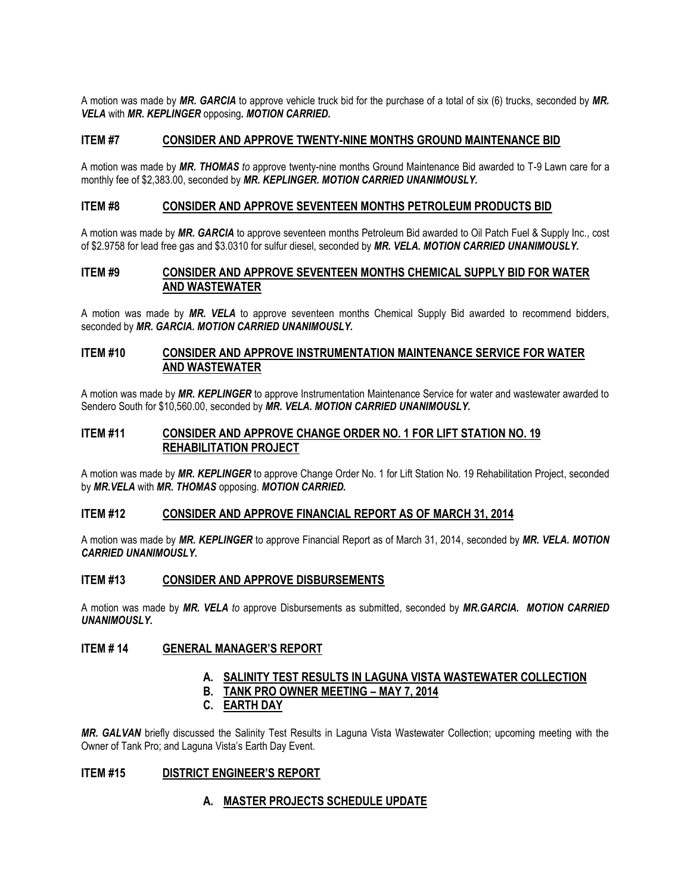A motion was made by ***MR. GARCIA*** to approve vehicle truck bid for the purchase of a total of six (6) trucks, seconded by ***MR. VELA*** with ***MR. KEPLINGER*** opposing***. MOTION CARRIED.***

## ITEM #7 CONSIDER AND APPROVE TWENTY-NINE MONTHS GROUND MAINTENANCE BID

A motion was made by ***MR. THOMAS*** *to* approve twenty-nine months Ground Maintenance Bid awarded to T-9 Lawn care for a monthly fee of $2,383.00, seconded by ***MR. KEPLINGER. MOTION CARRIED UNANIMOUSLY.***

## ITEM #8 CONSIDER AND APPROVE SEVENTEEN MONTHS PETROLEUM PRODUCTS BID

A motion was made by ***MR. GARCIA*** to approve seventeen months Petroleum Bid awarded to Oil Patch Fuel & Supply Inc., cost of $2.9758 for lead free gas and $3.0310 for sulfur diesel, seconded by ***MR. VELA. MOTION CARRIED UNANIMOUSLY.***

## ITEM #9 CONSIDER AND APPROVE SEVENTEEN MONTHS CHEMICAL SUPPLY BID FOR WATER AND WASTEWATER

A motion was made by ***MR. VELA*** to approve seventeen months Chemical Supply Bid awarded to recommend bidders, seconded by ***MR. GARCIA. MOTION CARRIED UNANIMOUSLY.***

## ITEM #10 CONSIDER AND APPROVE INSTRUMENTATION MAINTENANCE SERVICE FOR WATER AND WASTEWATER

A motion was made by ***MR. KEPLINGER*** to approve Instrumentation Maintenance Service for water and wastewater awarded to Sendero South for $10,560.00, seconded by ***MR. VELA. MOTION CARRIED UNANIMOUSLY.***

## ITEM #11 CONSIDER AND APPROVE CHANGE ORDER NO. 1 FOR LIFT STATION NO. 19 REHABILITATION PROJECT

A motion was made by ***MR. KEPLINGER*** to approve Change Order No. 1 for Lift Station No. 19 Rehabilitation Project, seconded by ***MR.VELA*** with ***MR. THOMAS*** opposing. ***MOTION CARRIED.***

## ITEM #12 CONSIDER AND APPROVE FINANCIAL REPORT AS OF MARCH 31, 2014

A motion was made by ***MR. KEPLINGER*** to approve Financial Report as of March 31, 2014, seconded by ***MR. VELA. MOTION CARRIED UNANIMOUSLY.***

## ITEM #13 CONSIDER AND APPROVE DISBURSEMENTS

A motion was made by ***MR. VELA*** *to* approve Disbursements as submitted, seconded by ***MR.GARCIA. MOTION CARRIED UNANIMOUSLY.***

## ITEM # 14 GENERAL MANAGER'S REPORT

- **A. SALINITY TEST RESULTS IN LAGUNA VISTA WASTEWATER COLLECTION**
- **B. TANK PRO OWNER MEETING – MAY 7, 2014**
- **C. EARTH DAY**

***MR. GALVAN*** briefly discussed the Salinity Test Results in Laguna Vista Wastewater Collection; upcoming meeting with the Owner of Tank Pro; and Laguna Vista's Earth Day Event.

## ITEM #15 DISTRICT ENGINEER'S REPORT

- **A. MASTER PROJECTS SCHEDULE UPDATE**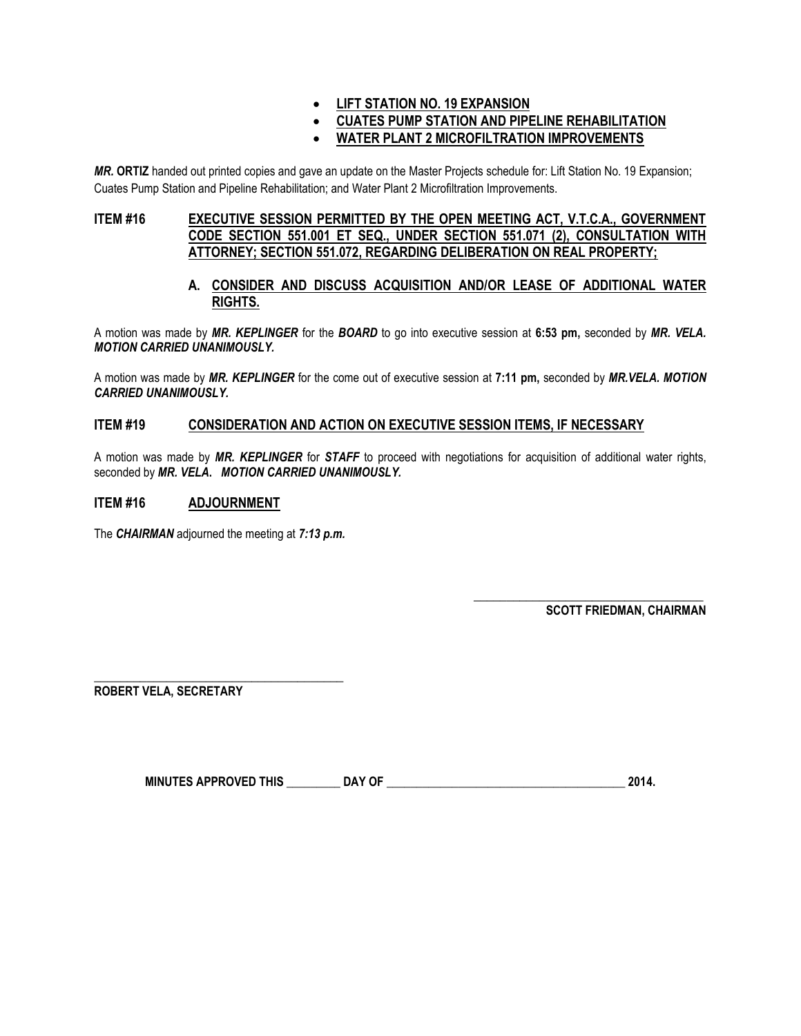- **LIFT STATION NO. 19 EXPANSION**
- **CUATES PUMP STATION AND PIPELINE REHABILITATION**
- **WATER PLANT 2 MICROFILTRATION IMPROVEMENTS**

***MR.*** **ORTIZ** handed out printed copies and gave an update on the Master Projects schedule for: Lift Station No. 19 Expansion; Cuates Pump Station and Pipeline Rehabilitation; and Water Plant 2 Microfiltration Improvements.

**ITEM #16 EXECUTIVE SESSION PERMITTED BY THE OPEN MEETING ACT, V.T.C.A., GOVERNMENT CODE SECTION 551.001 ET SEQ., UNDER SECTION 551.071 (2), CONSULTATION WITH ATTORNEY; SECTION 551.072, REGARDING DELIBERATION ON REAL PROPERTY;**

**A. CONSIDER AND DISCUSS ACQUISITION AND/OR LEASE OF ADDITIONAL WATER RIGHTS.**

A motion was made by ***MR. KEPLINGER*** for the ***BOARD*** to go into executive session at **6:53 pm,** seconded by ***MR. VELA. MOTION CARRIED UNANIMOUSLY.***

A motion was made by ***MR. KEPLINGER*** for the come out of executive session at **7:11 pm,** seconded by ***MR.VELA. MOTION CARRIED UNANIMOUSLY.***

**ITEM #19 CONSIDERATION AND ACTION ON EXECUTIVE SESSION ITEMS, IF NECESSARY**

A motion was made by ***MR. KEPLINGER*** for ***STAFF*** to proceed with negotiations for acquisition of additional water rights, seconded by ***MR. VELA. MOTION CARRIED UNANIMOUSLY.***

**ITEM #16 ADJOURNMENT**

The ***CHAIRMAN*** adjourned the meeting at ***7:13 p.m.***

\_\_\_\_\_\_\_\_\_\_\_\_\_\_\_\_\_\_\_\_\_\_\_\_\_\_\_\_\_\_\_\_\_\_\_\_\_\_\_\_
**SCOTT FRIEDMAN, CHAIRMAN**

\_\_\_\_\_\_\_\_\_\_\_\_\_\_\_\_\_\_\_\_\_\_\_\_\_\_\_\_\_\_\_\_\_\_\_\_\_\_\_\_
**ROBERT VELA, SECRETARY**

**MINUTES APPROVED THIS \_\_\_\_\_\_\_\_\_ DAY OF \_\_\_\_\_\_\_\_\_\_\_\_\_\_\_\_\_\_\_\_\_\_\_\_\_\_\_\_\_\_\_\_\_\_\_\_\_\_\_\_ 2014.**